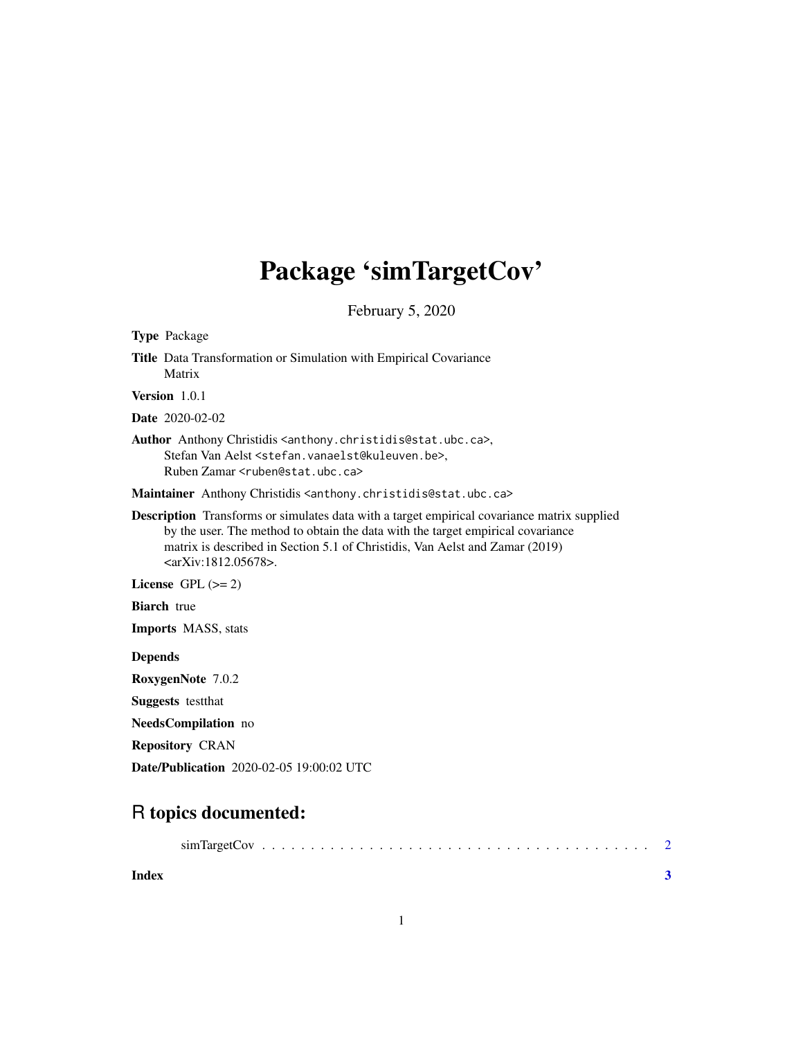# Package 'simTargetCov'

February 5, 2020

**Type** Package

**Title** Data Transformation or Simulation with Empirical Covariance Matrix

**Version** 1.0.1

**Date** 2020-02-02

**Author** Anthony Christidis <anthony.christidis@stat.ubc.ca>,
Stefan Van Aelst <stefan.vanaelst@kuleuven.be>,
Ruben Zamar <ruben@stat.ubc.ca>

**Maintainer** Anthony Christidis <anthony.christidis@stat.ubc.ca>

**Description** Transforms or simulates data with a target empirical covariance matrix supplied by the user. The method to obtain the data with the target empirical covariance matrix is described in Section 5.1 of Christidis, Van Aelst and Zamar (2019) <arXiv:1812.05678>.

**License** GPL (>= 2)

**Biarch** true

**Imports** MASS, stats

**Depends**

**RoxygenNote** 7.0.2

**Suggests** testthat

**NeedsCompilation** no

**Repository** CRAN

**Date/Publication** 2020-02-05 19:00:02 UTC

## R topics documented:

simTargetCov . . . . . . . . . . . . . . . . . . . . . . . . . . . . . . . . . . . . . . 2

**Index** **3**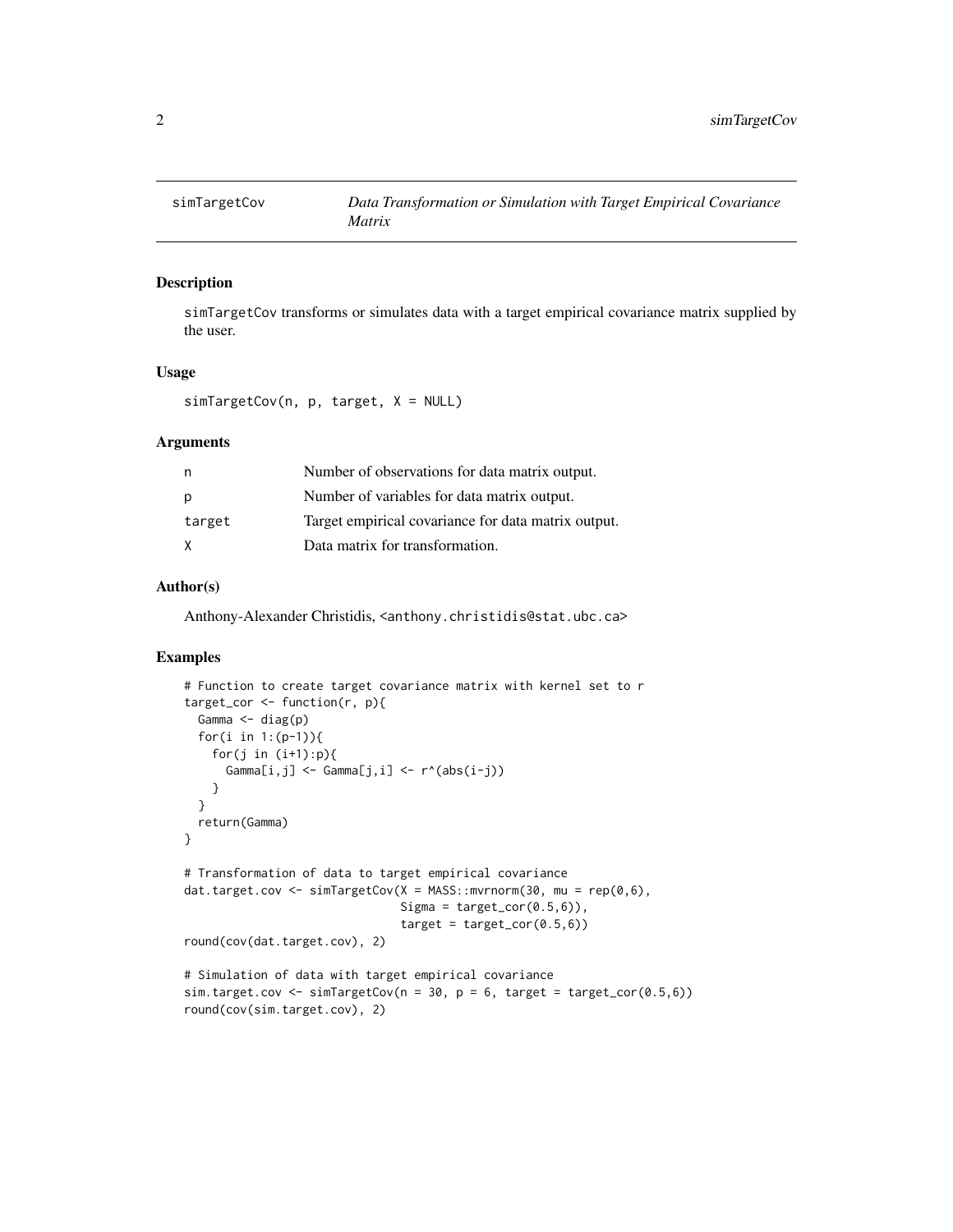# simTargetCov — *Data Transformation or Simulation with Target Empirical Covariance Matrix*

## Description

simTargetCov transforms or simulates data with a target empirical covariance matrix supplied by the user.

## Usage

```
simTargetCov(n, p, target, X = NULL)
```

## Arguments

| | |
|---|---|
| n | Number of observations for data matrix output. |
| p | Number of variables for data matrix output. |
| target | Target empirical covariance for data matrix output. |
| X | Data matrix for transformation. |

## Author(s)

Anthony-Alexander Christidis, <anthony.christidis@stat.ubc.ca>

## Examples

```
# Function to create target covariance matrix with kernel set to r
target_cor <- function(r, p){
  Gamma <- diag(p)
  for(i in 1:(p-1)){
    for(j in (i+1):p){
      Gamma[i,j] <- Gamma[j,i] <- r^(abs(i-j))
    }
  }
  return(Gamma)
}

# Transformation of data to target empirical covariance
dat.target.cov <- simTargetCov(X = MASS::mvrnorm(30, mu = rep(0,6),
                               Sigma = target_cor(0.5,6)),
                               target = target_cor(0.5,6))
round(cov(dat.target.cov), 2)

# Simulation of data with target empirical covariance
sim.target.cov <- simTargetCov(n = 30, p = 6, target = target_cor(0.5,6))
round(cov(sim.target.cov), 2)
```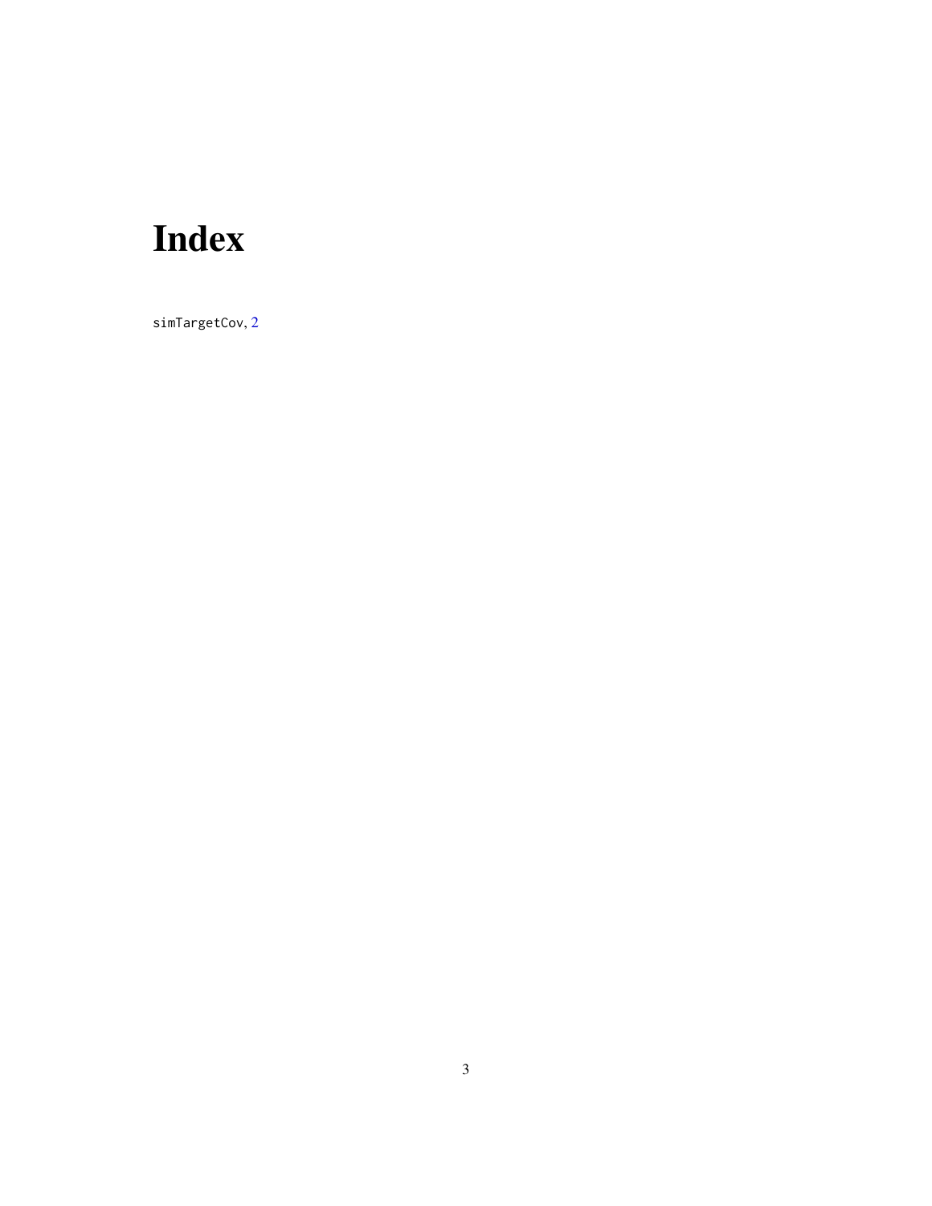# Index

simTargetCov, 2